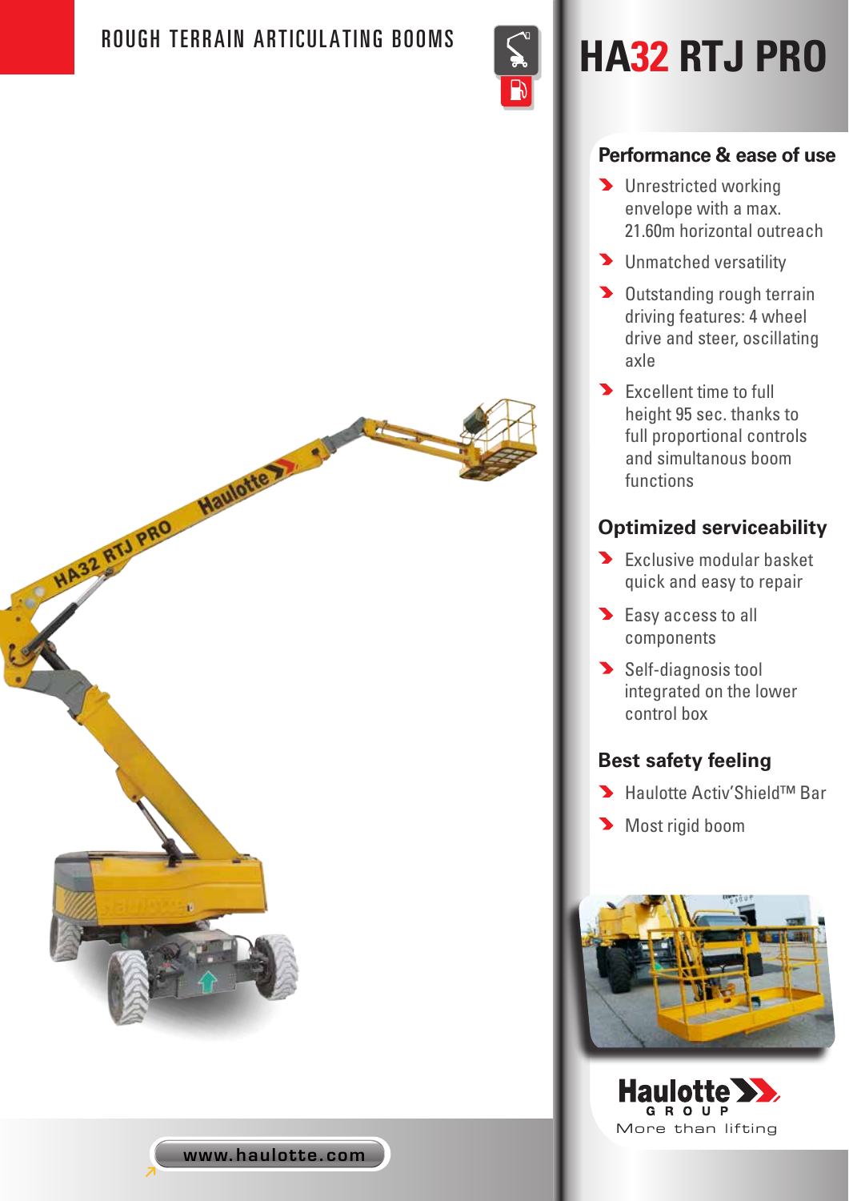ROUGH TERRAIN ARTICULATING BOOMS

# HA32 RTJ PRO

## Performance & ease of use

- Unrestricted working envelope with a max. 21.60m horizontal outreach
- Unmatched versatility
- Outstanding rough terrain driving features: 4 wheel drive and steer, oscillating axle
- Excellent time to full height 95 sec. thanks to full proportional controls and simultanous boom functions

## Optimized serviceability

- Exclusive modular basket quick and easy to repair
- Easy access to all components
- Self-diagnosis tool integrated on the lower control box

## Best safety feeling

- Haulotte Activ'Shield™ Bar
- Most rigid boom

Haulotte GROUP
More than lifting

www.haulotte.com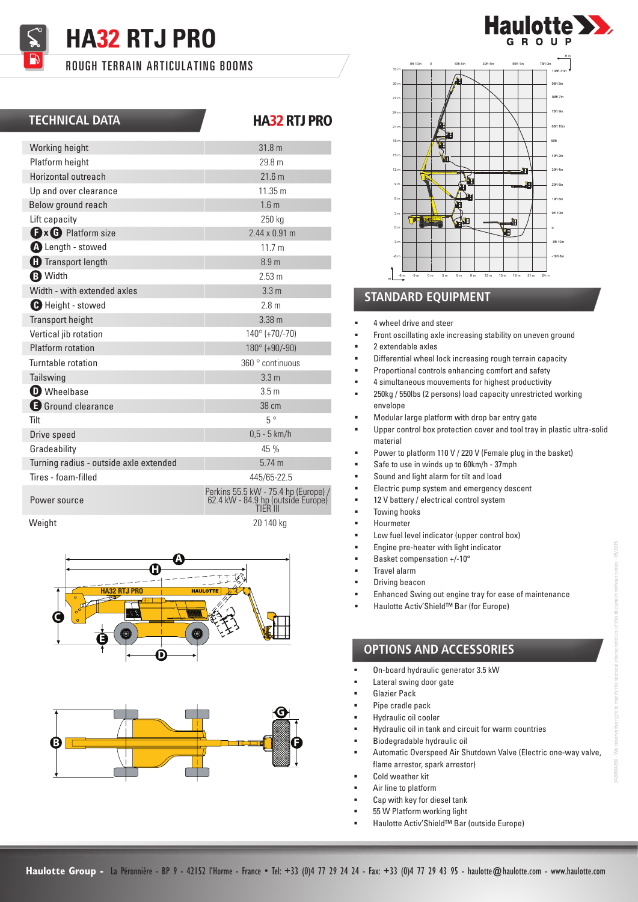# HA32 RTJ PRO

ROUGH TERRAIN ARTICULATING BOOMS

## TECHNICAL DATA

| TECHNICAL DATA | HA32 RTJ PRO |
|---|---|
| Working height | 31.8 m |
| Platform height | 29.8 m |
| Horizontal outreach | 21.6 m |
| Up and over clearance | 11.35 m |
| Below ground reach | 1.6 m |
| Lift capacity | 250 kg |
| F x G Platform size | 2.44 x 0.91 m |
| A Length - stowed | 11.7 m |
| H Transport length | 8.9 m |
| B Width | 2.53 m |
| Width - with extended axles | 3.3 m |
| C Height - stowed | 2.8 m |
| Transport height | 3.38 m |
| Vertical jib rotation | 140° (+70/-70) |
| Platform rotation | 180° (+90/-90) |
| Turntable rotation | 360 ° continuous |
| Tailswing | 3.3 m |
| D Wheelbase | 3.5 m |
| E Ground clearance | 38 cm |
| Tilt | 5 ° |
| Drive speed | 0,5 - 5 km/h |
| Gradeability | 45 % |
| Turning radius - outside axle extended | 5.74 m |
| Tires - foam-filled | 445/65-22.5 |
| Power source | Perkins 55.5 kW - 75.4 hp (Europe) / 62.4 kW - 84.9 hp (outside Europe) TIER III |
| Weight | 20 140 kg |

## STANDARD EQUIPMENT

- 4 wheel drive and steer
- Front oscillating axle increasing stability on uneven ground
- 2 extendable axles
- Differential wheel lock increasing rough terrain capacity
- Proportional controls enhancing comfort and safety
- 4 simultaneous mouvements for highest productivity
- 250kg / 550lbs (2 persons) load capacity unrestricted working envelope
- Modular large platform with drop bar entry gate
- Upper control box protection cover and tool tray in plastic ultra-solid material
- Power to platform 110 V / 220 V (Female plug in the basket)
- Safe to use in winds up to 60km/h - 37mph
- Sound and light alarm for tilt and load
- Electric pump system and emergency descent
- 12 V battery / electrical control system
- Towing hooks
- Hourmeter
- Low fuel level indicator (upper control box)
- Engine pre-heater with light indicator
- Basket compensation +/-10°
- Travel alarm
- Driving beacon
- Enhanced Swing out engine tray for ease of maintenance
- Haulotte Activ'Shield™ Bar (for Europe)

## OPTIONS AND ACCESSORIES

- On-board hydraulic generator 3.5 kW
- Lateral swing door gate
- Glazier Pack
- Pipe cradle pack
- Hydraulic oil cooler
- Hydraulic oil in tank and circuit for warm countries
- Biodegradable hydraulic oil
- Automatic Overspeed Air Shutdown Valve (Electric one-way valve, flame arrestor, spark arrestor)
- Cold weather kit
- Air line to platform
- Cap with key for diesel tank
- 55 W Platform working light
- Haulotte Activ'Shield™ Bar (outside Europe)

**Haulotte Group -** La Péronnière - BP 9 - 42152 l'Horme - France • Tel: +33 (0)4 77 29 24 24 - Fax: +33 (0)4 77 29 43 95 - haulotte@haulotte.com - www.haulotte.com